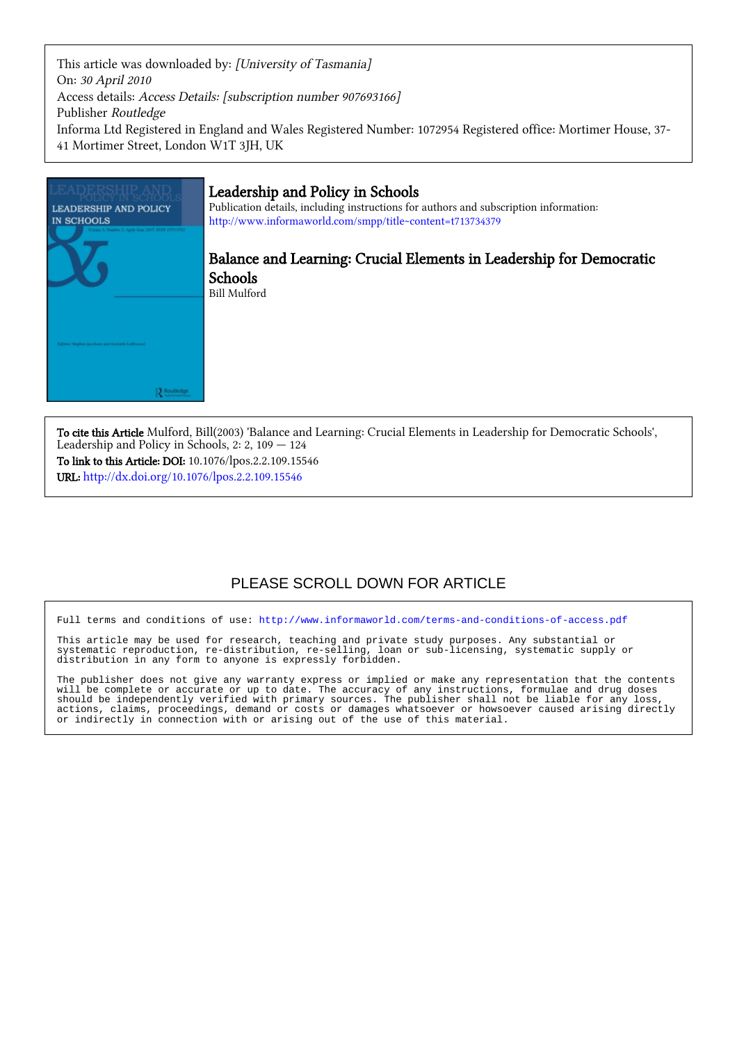This article was downloaded by: *[University of Tasmania]*
On: *30 April 2010*
Access details: *Access Details: [subscription number 907693166]*
Publisher *Routledge*
Informa Ltd Registered in England and Wales Registered Number: 1072954 Registered office: Mortimer House, 37-41 Mortimer Street, London W1T 3JH, UK

# Leadership and Policy in Schools

Publication details, including instructions for authors and subscription information:
http://www.informaworld.com/smpp/title~content=t713734379

## Balance and Learning: Crucial Elements in Leadership for Democratic Schools

Bill Mulford

**To cite this Article** Mulford, Bill(2003) 'Balance and Learning: Crucial Elements in Leadership for Democratic Schools', Leadership and Policy in Schools, 2: 2, 109 — 124

**To link to this Article: DOI:** 10.1076/lpos.2.2.109.15546

**URL:** http://dx.doi.org/10.1076/lpos.2.2.109.15546

PLEASE SCROLL DOWN FOR ARTICLE

Full terms and conditions of use: http://www.informaworld.com/terms-and-conditions-of-access.pdf

This article may be used for research, teaching and private study purposes. Any substantial or systematic reproduction, re-distribution, re-selling, loan or sub-licensing, systematic supply or distribution in any form to anyone is expressly forbidden.

The publisher does not give any warranty express or implied or make any representation that the contents will be complete or accurate or up to date. The accuracy of any instructions, formulae and drug doses should be independently verified with primary sources. The publisher shall not be liable for any loss, actions, claims, proceedings, demand or costs or damages whatsoever or howsoever caused arising directly or indirectly in connection with or arising out of the use of this material.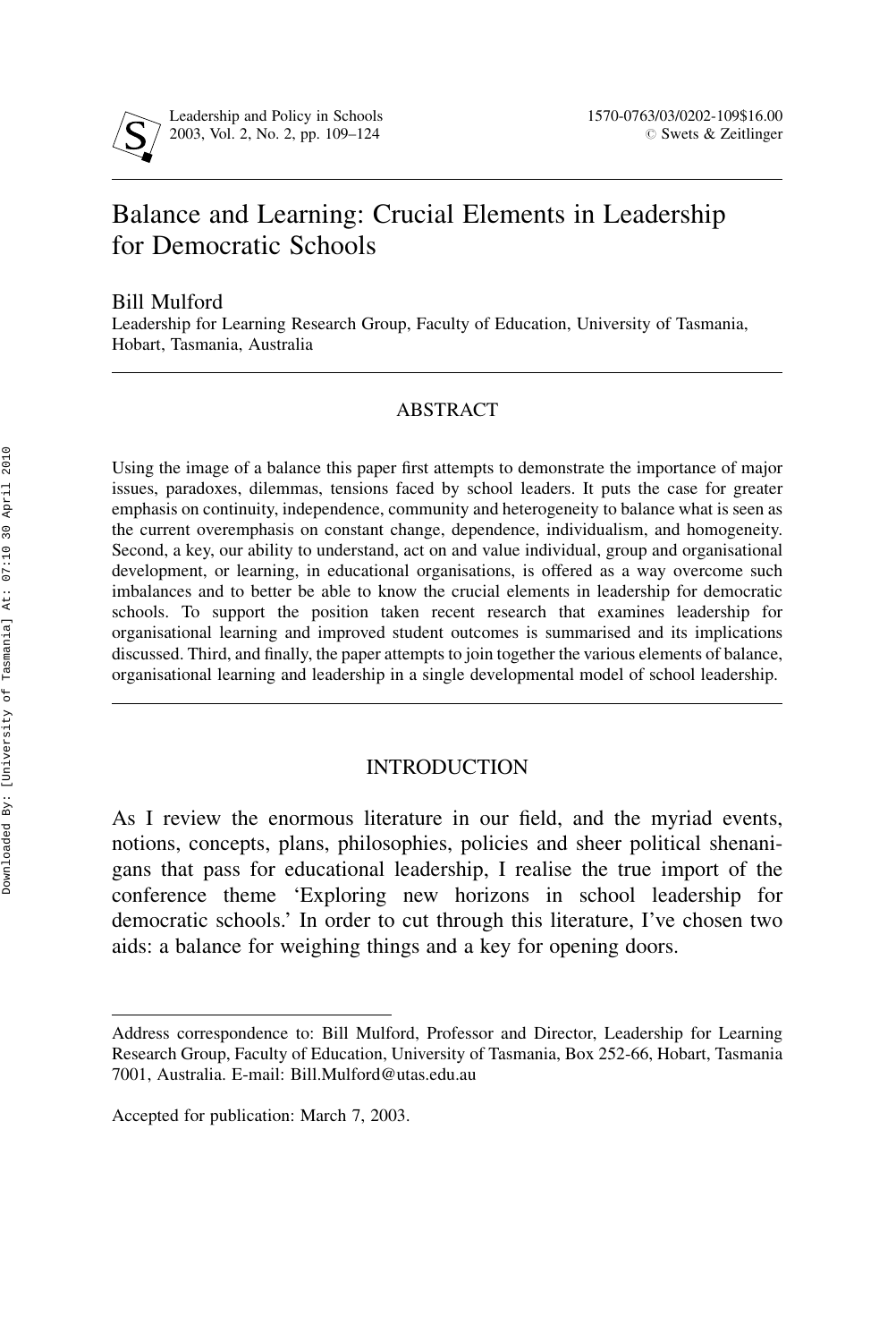# Balance and Learning: Crucial Elements in Leadership for Democratic Schools

Bill Mulford
Leadership for Learning Research Group, Faculty of Education, University of Tasmania, Hobart, Tasmania, Australia

## ABSTRACT

Using the image of a balance this paper first attempts to demonstrate the importance of major issues, paradoxes, dilemmas, tensions faced by school leaders. It puts the case for greater emphasis on continuity, independence, community and heterogeneity to balance what is seen as the current overemphasis on constant change, dependence, individualism, and homogeneity. Second, a key, our ability to understand, act on and value individual, group and organisational development, or learning, in educational organisations, is offered as a way overcome such imbalances and to better be able to know the crucial elements in leadership for democratic schools. To support the position taken recent research that examines leadership for organisational learning and improved student outcomes is summarised and its implications discussed. Third, and finally, the paper attempts to join together the various elements of balance, organisational learning and leadership in a single developmental model of school leadership.

## INTRODUCTION

As I review the enormous literature in our field, and the myriad events, notions, concepts, plans, philosophies, policies and sheer political shenanigans that pass for educational leadership, I realise the true import of the conference theme 'Exploring new horizons in school leadership for democratic schools.' In order to cut through this literature, I've chosen two aids: a balance for weighing things and a key for opening doors.

Address correspondence to: Bill Mulford, Professor and Director, Leadership for Learning Research Group, Faculty of Education, University of Tasmania, Box 252-66, Hobart, Tasmania 7001, Australia. E-mail: Bill.Mulford@utas.edu.au

Accepted for publication: March 7, 2003.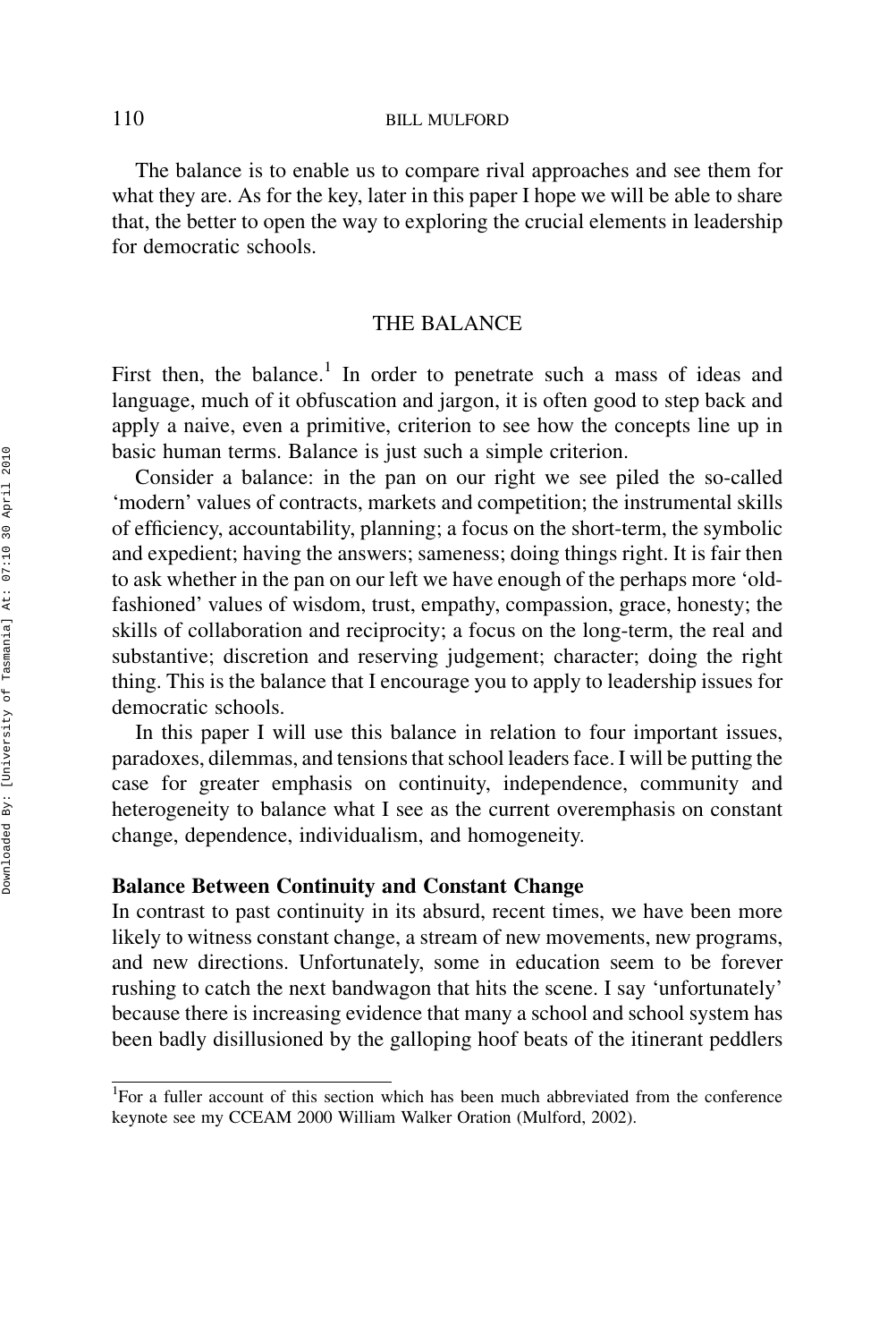The balance is to enable us to compare rival approaches and see them for what they are. As for the key, later in this paper I hope we will be able to share that, the better to open the way to exploring the crucial elements in leadership for democratic schools.

## THE BALANCE

First then, the balance.[1] In order to penetrate such a mass of ideas and language, much of it obfuscation and jargon, it is often good to step back and apply a naive, even a primitive, criterion to see how the concepts line up in basic human terms. Balance is just such a simple criterion.

Consider a balance: in the pan on our right we see piled the so-called 'modern' values of contracts, markets and competition; the instrumental skills of efficiency, accountability, planning; a focus on the short-term, the symbolic and expedient; having the answers; sameness; doing things right. It is fair then to ask whether in the pan on our left we have enough of the perhaps more 'old-fashioned' values of wisdom, trust, empathy, compassion, grace, honesty; the skills of collaboration and reciprocity; a focus on the long-term, the real and substantive; discretion and reserving judgement; character; doing the right thing. This is the balance that I encourage you to apply to leadership issues for democratic schools.

In this paper I will use this balance in relation to four important issues, paradoxes, dilemmas, and tensions that school leaders face. I will be putting the case for greater emphasis on continuity, independence, community and heterogeneity to balance what I see as the current overemphasis on constant change, dependence, individualism, and homogeneity.

### Balance Between Continuity and Constant Change

In contrast to past continuity in its absurd, recent times, we have been more likely to witness constant change, a stream of new movements, new programs, and new directions. Unfortunately, some in education seem to be forever rushing to catch the next bandwagon that hits the scene. I say 'unfortunately' because there is increasing evidence that many a school and school system has been badly disillusioned by the galloping hoof beats of the itinerant peddlers

[1]For a fuller account of this section which has been much abbreviated from the conference keynote see my CCEAM 2000 William Walker Oration (Mulford, 2002).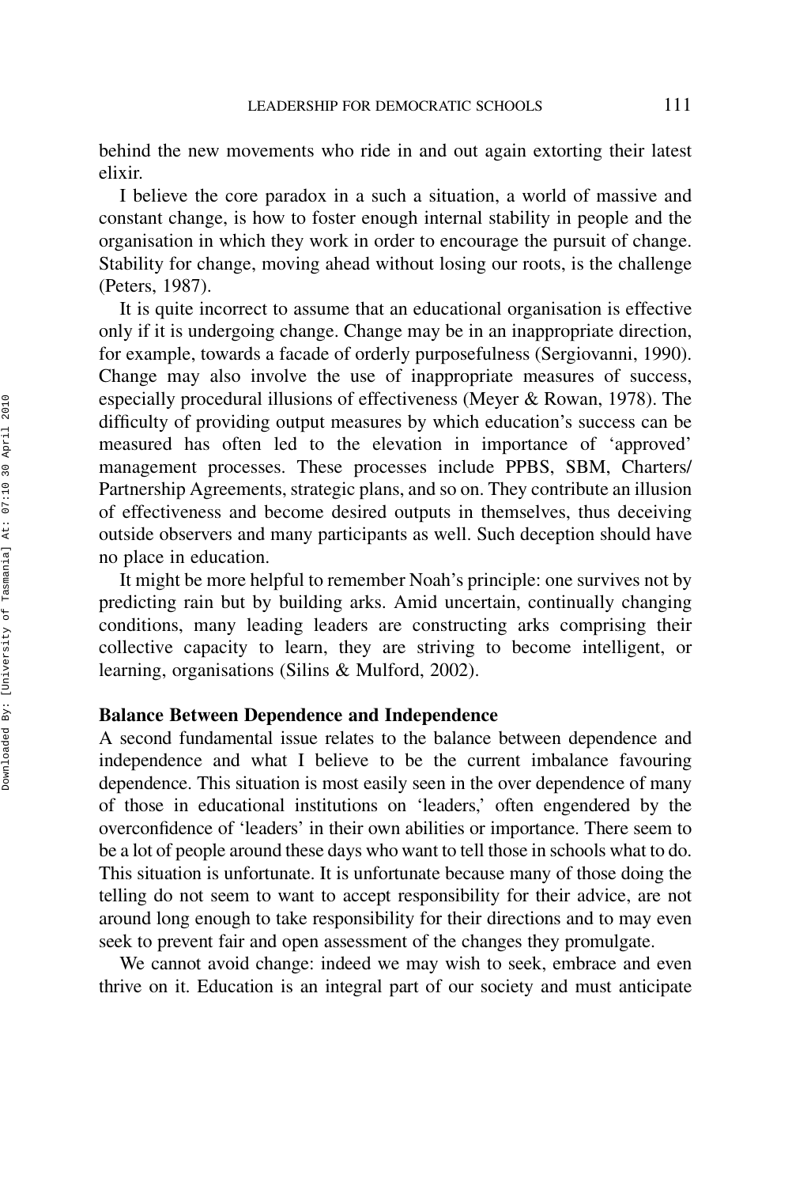behind the new movements who ride in and out again extorting their latest elixir.

I believe the core paradox in a such a situation, a world of massive and constant change, is how to foster enough internal stability in people and the organisation in which they work in order to encourage the pursuit of change. Stability for change, moving ahead without losing our roots, is the challenge (Peters, 1987).

It is quite incorrect to assume that an educational organisation is effective only if it is undergoing change. Change may be in an inappropriate direction, for example, towards a facade of orderly purposefulness (Sergiovanni, 1990). Change may also involve the use of inappropriate measures of success, especially procedural illusions of effectiveness (Meyer & Rowan, 1978). The difficulty of providing output measures by which education's success can be measured has often led to the elevation in importance of 'approved' management processes. These processes include PPBS, SBM, Charters/ Partnership Agreements, strategic plans, and so on. They contribute an illusion of effectiveness and become desired outputs in themselves, thus deceiving outside observers and many participants as well. Such deception should have no place in education.

It might be more helpful to remember Noah's principle: one survives not by predicting rain but by building arks. Amid uncertain, continually changing conditions, many leading leaders are constructing arks comprising their collective capacity to learn, they are striving to become intelligent, or learning, organisations (Silins & Mulford, 2002).

### Balance Between Dependence and Independence

A second fundamental issue relates to the balance between dependence and independence and what I believe to be the current imbalance favouring dependence. This situation is most easily seen in the over dependence of many of those in educational institutions on 'leaders,' often engendered by the overconfidence of 'leaders' in their own abilities or importance. There seem to be a lot of people around these days who want to tell those in schools what to do. This situation is unfortunate. It is unfortunate because many of those doing the telling do not seem to want to accept responsibility for their advice, are not around long enough to take responsibility for their directions and to may even seek to prevent fair and open assessment of the changes they promulgate.

We cannot avoid change: indeed we may wish to seek, embrace and even thrive on it. Education is an integral part of our society and must anticipate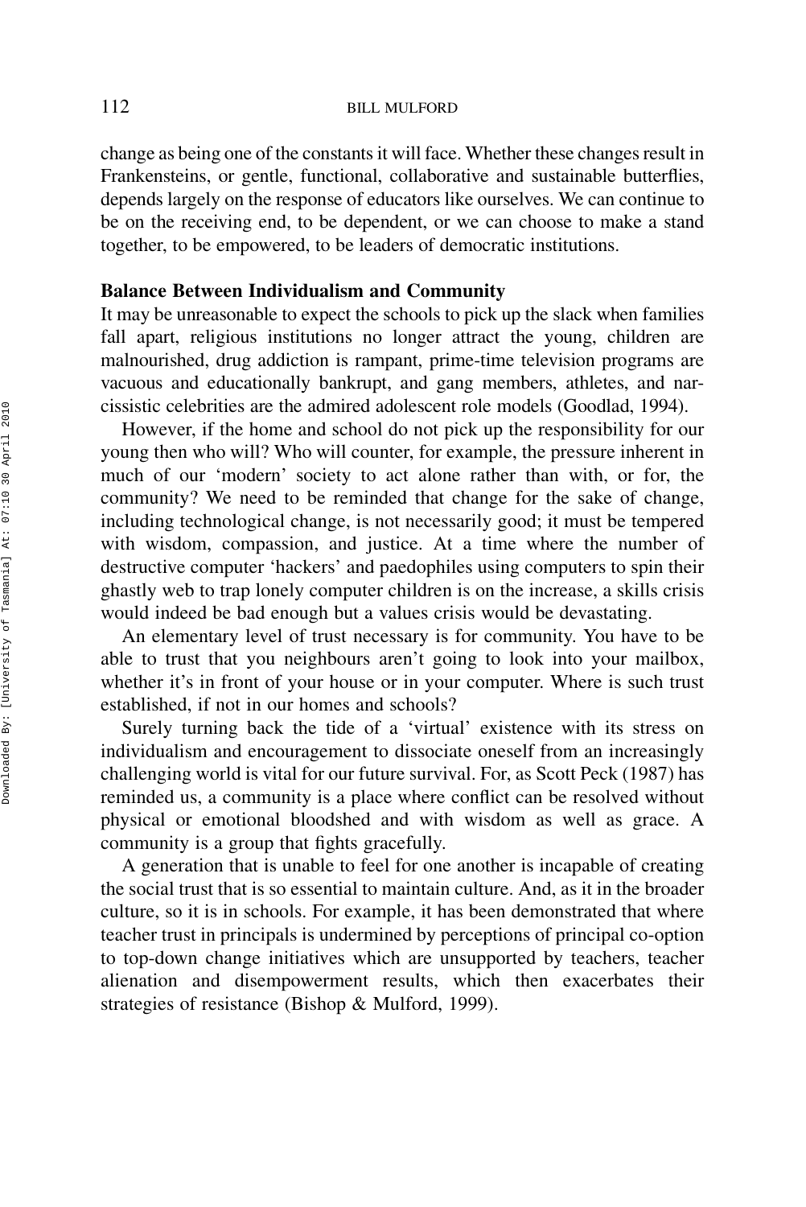change as being one of the constants it will face. Whether these changes result in Frankensteins, or gentle, functional, collaborative and sustainable butterflies, depends largely on the response of educators like ourselves. We can continue to be on the receiving end, to be dependent, or we can choose to make a stand together, to be empowered, to be leaders of democratic institutions.

**Balance Between Individualism and Community**

It may be unreasonable to expect the schools to pick up the slack when families fall apart, religious institutions no longer attract the young, children are malnourished, drug addiction is rampant, prime-time television programs are vacuous and educationally bankrupt, and gang members, athletes, and narcissistic celebrities are the admired adolescent role models (Goodlad, 1994).

However, if the home and school do not pick up the responsibility for our young then who will? Who will counter, for example, the pressure inherent in much of our 'modern' society to act alone rather than with, or for, the community? We need to be reminded that change for the sake of change, including technological change, is not necessarily good; it must be tempered with wisdom, compassion, and justice. At a time where the number of destructive computer 'hackers' and paedophiles using computers to spin their ghastly web to trap lonely computer children is on the increase, a skills crisis would indeed be bad enough but a values crisis would be devastating.

An elementary level of trust necessary is for community. You have to be able to trust that you neighbours aren't going to look into your mailbox, whether it's in front of your house or in your computer. Where is such trust established, if not in our homes and schools?

Surely turning back the tide of a 'virtual' existence with its stress on individualism and encouragement to dissociate oneself from an increasingly challenging world is vital for our future survival. For, as Scott Peck (1987) has reminded us, a community is a place where conflict can be resolved without physical or emotional bloodshed and with wisdom as well as grace. A community is a group that fights gracefully.

A generation that is unable to feel for one another is incapable of creating the social trust that is so essential to maintain culture. And, as it in the broader culture, so it is in schools. For example, it has been demonstrated that where teacher trust in principals is undermined by perceptions of principal co-option to top-down change initiatives which are unsupported by teachers, teacher alienation and disempowerment results, which then exacerbates their strategies of resistance (Bishop & Mulford, 1999).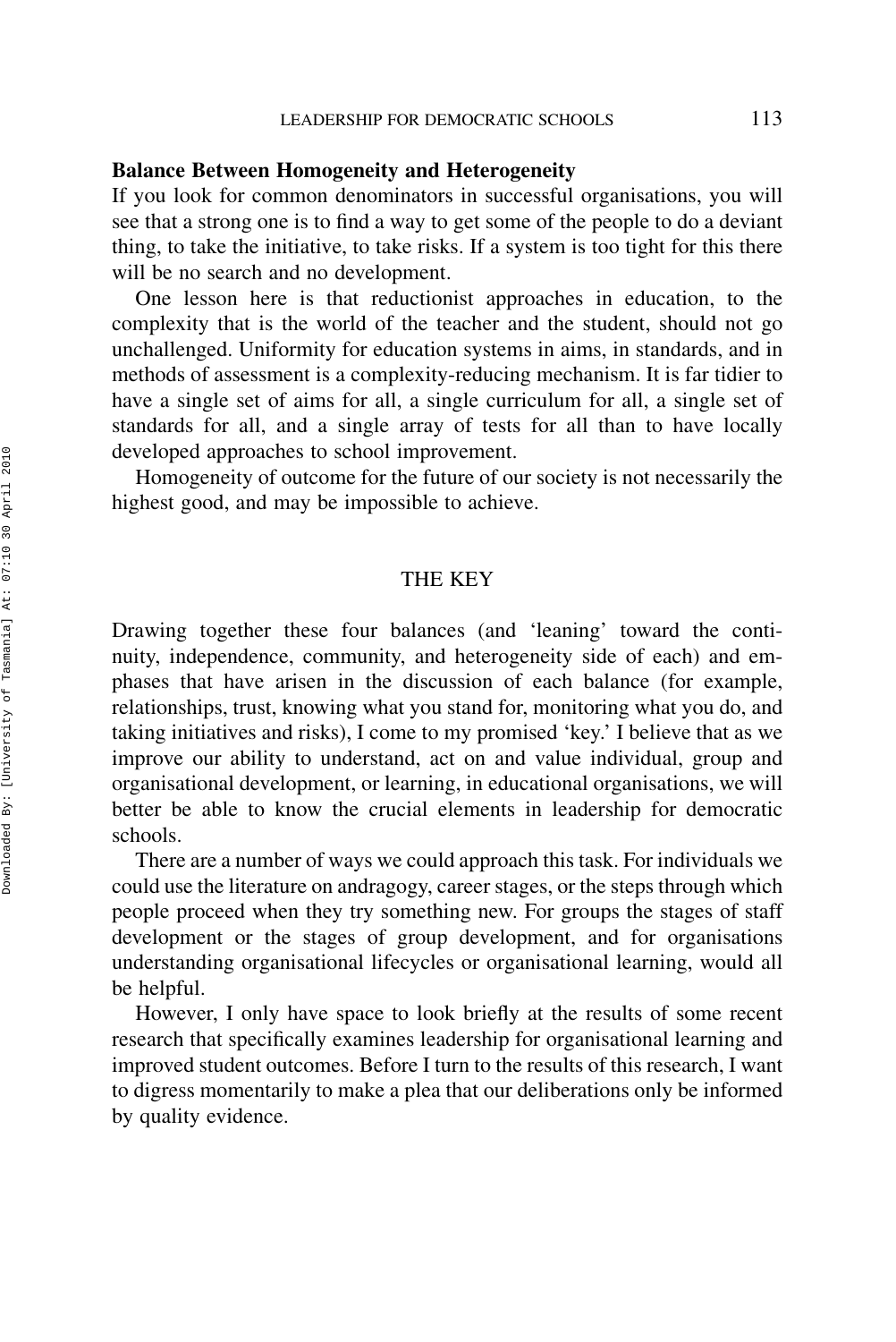### Balance Between Homogeneity and Heterogeneity

If you look for common denominators in successful organisations, you will see that a strong one is to find a way to get some of the people to do a deviant thing, to take the initiative, to take risks. If a system is too tight for this there will be no search and no development.

One lesson here is that reductionist approaches in education, to the complexity that is the world of the teacher and the student, should not go unchallenged. Uniformity for education systems in aims, in standards, and in methods of assessment is a complexity-reducing mechanism. It is far tidier to have a single set of aims for all, a single curriculum for all, a single set of standards for all, and a single array of tests for all than to have locally developed approaches to school improvement.

Homogeneity of outcome for the future of our society is not necessarily the highest good, and may be impossible to achieve.

## THE KEY

Drawing together these four balances (and 'leaning' toward the continuity, independence, community, and heterogeneity side of each) and emphases that have arisen in the discussion of each balance (for example, relationships, trust, knowing what you stand for, monitoring what you do, and taking initiatives and risks), I come to my promised 'key.' I believe that as we improve our ability to understand, act on and value individual, group and organisational development, or learning, in educational organisations, we will better be able to know the crucial elements in leadership for democratic schools.

There are a number of ways we could approach this task. For individuals we could use the literature on andragogy, career stages, or the steps through which people proceed when they try something new. For groups the stages of staff development or the stages of group development, and for organisations understanding organisational lifecycles or organisational learning, would all be helpful.

However, I only have space to look briefly at the results of some recent research that specifically examines leadership for organisational learning and improved student outcomes. Before I turn to the results of this research, I want to digress momentarily to make a plea that our deliberations only be informed by quality evidence.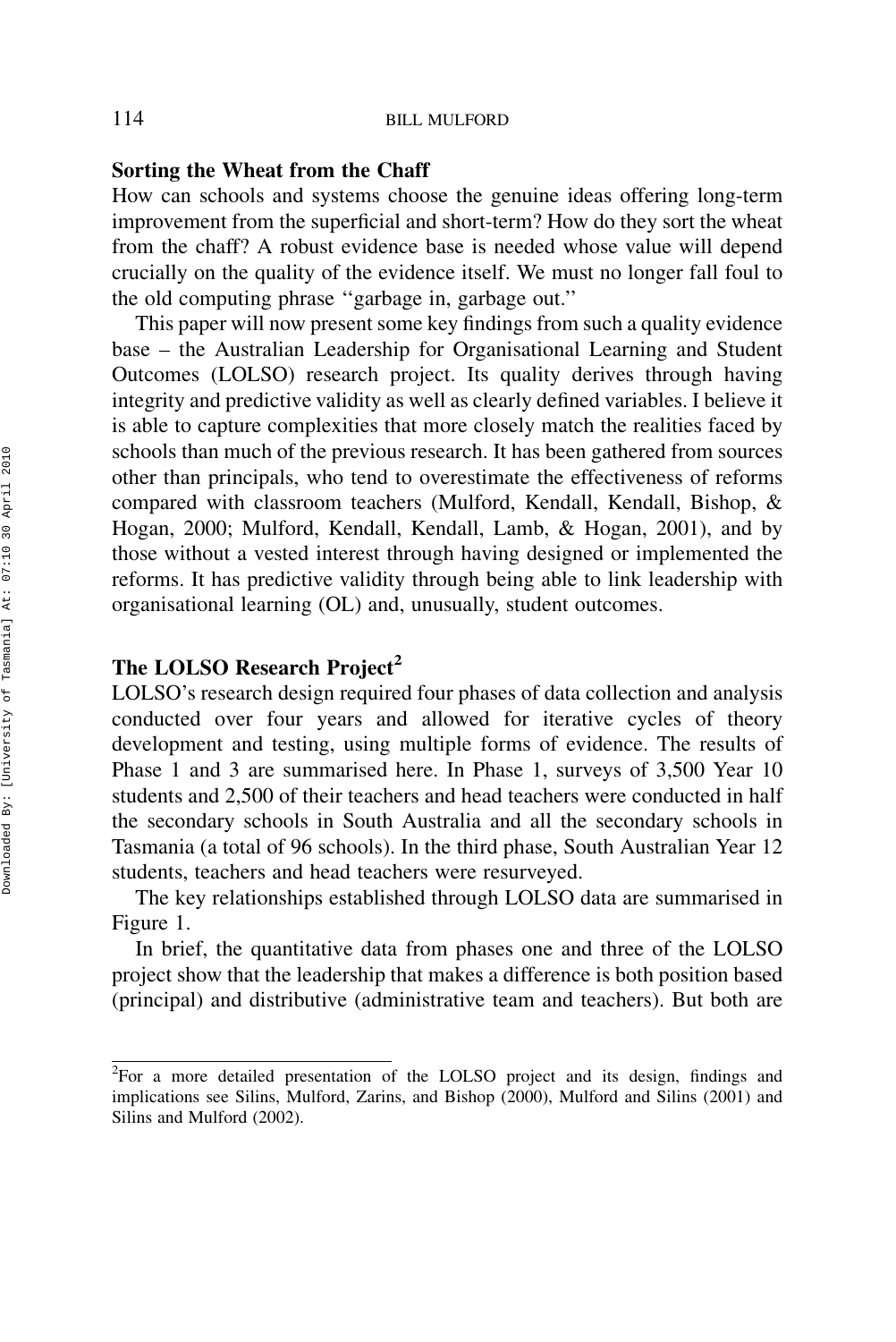## Sorting the Wheat from the Chaff

How can schools and systems choose the genuine ideas offering long-term improvement from the superficial and short-term? How do they sort the wheat from the chaff? A robust evidence base is needed whose value will depend crucially on the quality of the evidence itself. We must no longer fall foul to the old computing phrase ''garbage in, garbage out.''

This paper will now present some key findings from such a quality evidence base – the Australian Leadership for Organisational Learning and Student Outcomes (LOLSO) research project. Its quality derives through having integrity and predictive validity as well as clearly defined variables. I believe it is able to capture complexities that more closely match the realities faced by schools than much of the previous research. It has been gathered from sources other than principals, who tend to overestimate the effectiveness of reforms compared with classroom teachers (Mulford, Kendall, Kendall, Bishop, & Hogan, 2000; Mulford, Kendall, Kendall, Lamb, & Hogan, 2001), and by those without a vested interest through having designed or implemented the reforms. It has predictive validity through being able to link leadership with organisational learning (OL) and, unusually, student outcomes.

## The LOLSO Research Project[2]

LOLSO's research design required four phases of data collection and analysis conducted over four years and allowed for iterative cycles of theory development and testing, using multiple forms of evidence. The results of Phase 1 and 3 are summarised here. In Phase 1, surveys of 3,500 Year 10 students and 2,500 of their teachers and head teachers were conducted in half the secondary schools in South Australia and all the secondary schools in Tasmania (a total of 96 schools). In the third phase, South Australian Year 12 students, teachers and head teachers were resurveyed.

The key relationships established through LOLSO data are summarised in Figure 1.

In brief, the quantitative data from phases one and three of the LOLSO project show that the leadership that makes a difference is both position based (principal) and distributive (administrative team and teachers). But both are

[2] For a more detailed presentation of the LOLSO project and its design, findings and implications see Silins, Mulford, Zarins, and Bishop (2000), Mulford and Silins (2001) and Silins and Mulford (2002).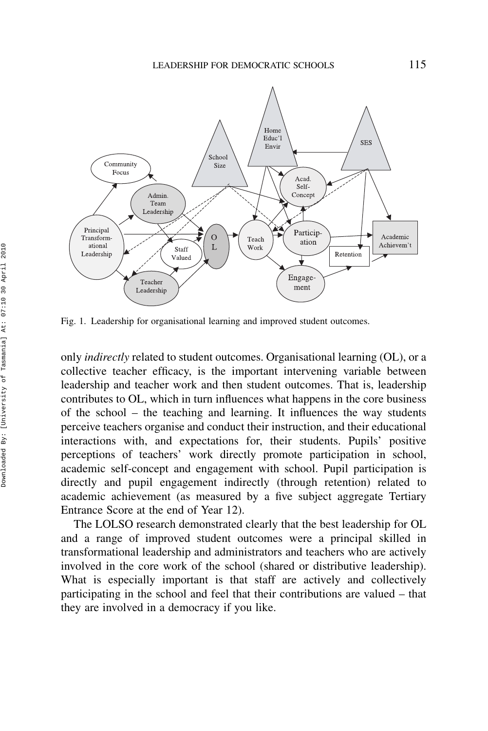Fig. 1. Leadership for organisational learning and improved student outcomes.

only *indirectly* related to student outcomes. Organisational learning (OL), or a collective teacher efficacy, is the important intervening variable between leadership and teacher work and then student outcomes. That is, leadership contributes to OL, which in turn influences what happens in the core business of the school – the teaching and learning. It influences the way students perceive teachers organise and conduct their instruction, and their educational interactions with, and expectations for, their students. Pupils' positive perceptions of teachers' work directly promote participation in school, academic self-concept and engagement with school. Pupil participation is directly and pupil engagement indirectly (through retention) related to academic achievement (as measured by a five subject aggregate Tertiary Entrance Score at the end of Year 12).

The LOLSO research demonstrated clearly that the best leadership for OL and a range of improved student outcomes were a principal skilled in transformational leadership and administrators and teachers who are actively involved in the core work of the school (shared or distributive leadership). What is especially important is that staff are actively and collectively participating in the school and feel that their contributions are valued – that they are involved in a democracy if you like.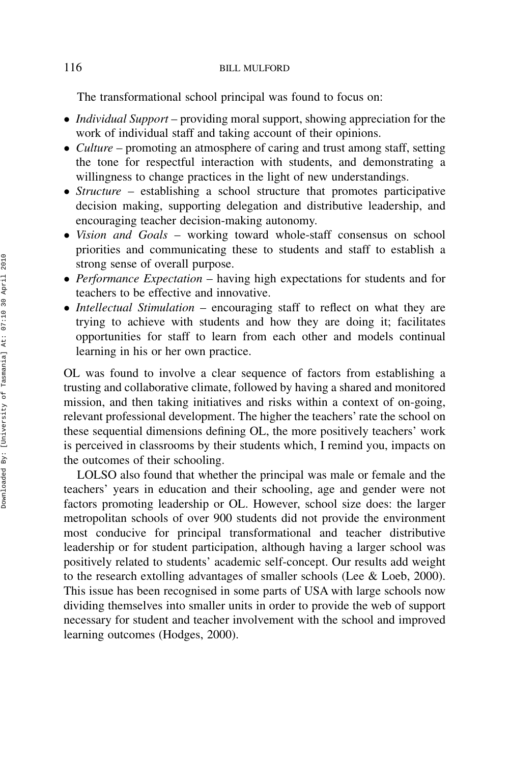The transformational school principal was found to focus on:

- *Individual Support* – providing moral support, showing appreciation for the work of individual staff and taking account of their opinions.
- *Culture* – promoting an atmosphere of caring and trust among staff, setting the tone for respectful interaction with students, and demonstrating a willingness to change practices in the light of new understandings.
- *Structure* – establishing a school structure that promotes participative decision making, supporting delegation and distributive leadership, and encouraging teacher decision-making autonomy.
- *Vision and Goals* – working toward whole-staff consensus on school priorities and communicating these to students and staff to establish a strong sense of overall purpose.
- *Performance Expectation* – having high expectations for students and for teachers to be effective and innovative.
- *Intellectual Stimulation* – encouraging staff to reflect on what they are trying to achieve with students and how they are doing it; facilitates opportunities for staff to learn from each other and models continual learning in his or her own practice.

OL was found to involve a clear sequence of factors from establishing a trusting and collaborative climate, followed by having a shared and monitored mission, and then taking initiatives and risks within a context of on-going, relevant professional development. The higher the teachers' rate the school on these sequential dimensions defining OL, the more positively teachers' work is perceived in classrooms by their students which, I remind you, impacts on the outcomes of their schooling.

LOLSO also found that whether the principal was male or female and the teachers' years in education and their schooling, age and gender were not factors promoting leadership or OL. However, school size does: the larger metropolitan schools of over 900 students did not provide the environment most conducive for principal transformational and teacher distributive leadership or for student participation, although having a larger school was positively related to students' academic self-concept. Our results add weight to the research extolling advantages of smaller schools (Lee & Loeb, 2000). This issue has been recognised in some parts of USA with large schools now dividing themselves into smaller units in order to provide the web of support necessary for student and teacher involvement with the school and improved learning outcomes (Hodges, 2000).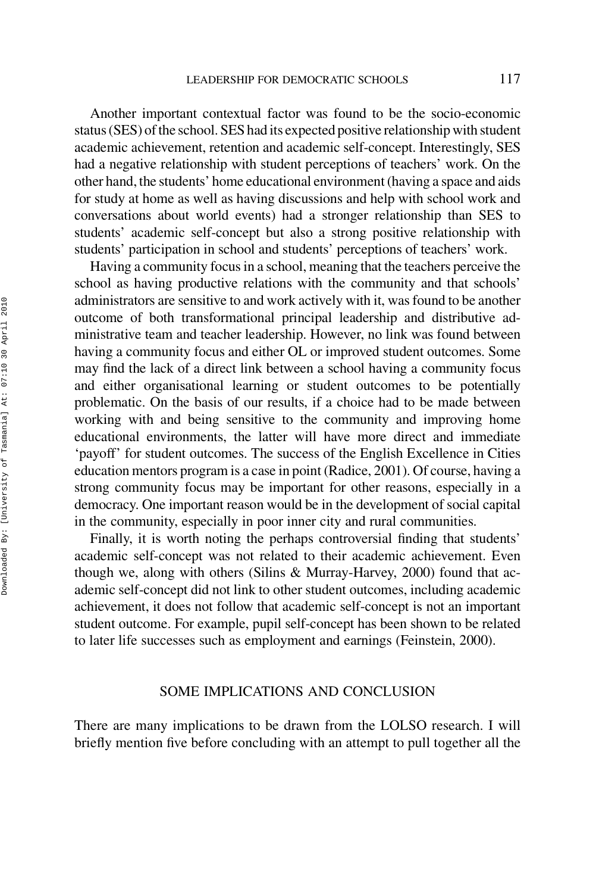Another important contextual factor was found to be the socio-economic status (SES) of the school. SES had its expected positive relationship with student academic achievement, retention and academic self-concept. Interestingly, SES had a negative relationship with student perceptions of teachers' work. On the other hand, the students' home educational environment (having a space and aids for study at home as well as having discussions and help with school work and conversations about world events) had a stronger relationship than SES to students' academic self-concept but also a strong positive relationship with students' participation in school and students' perceptions of teachers' work.

Having a community focus in a school, meaning that the teachers perceive the school as having productive relations with the community and that schools' administrators are sensitive to and work actively with it, was found to be another outcome of both transformational principal leadership and distributive administrative team and teacher leadership. However, no link was found between having a community focus and either OL or improved student outcomes. Some may find the lack of a direct link between a school having a community focus and either organisational learning or student outcomes to be potentially problematic. On the basis of our results, if a choice had to be made between working with and being sensitive to the community and improving home educational environments, the latter will have more direct and immediate 'payoff' for student outcomes. The success of the English Excellence in Cities education mentors program is a case in point (Radice, 2001). Of course, having a strong community focus may be important for other reasons, especially in a democracy. One important reason would be in the development of social capital in the community, especially in poor inner city and rural communities.

Finally, it is worth noting the perhaps controversial finding that students' academic self-concept was not related to their academic achievement. Even though we, along with others (Silins & Murray-Harvey, 2000) found that academic self-concept did not link to other student outcomes, including academic achievement, it does not follow that academic self-concept is not an important student outcome. For example, pupil self-concept has been shown to be related to later life successes such as employment and earnings (Feinstein, 2000).

## SOME IMPLICATIONS AND CONCLUSION

There are many implications to be drawn from the LOLSO research. I will briefly mention five before concluding with an attempt to pull together all the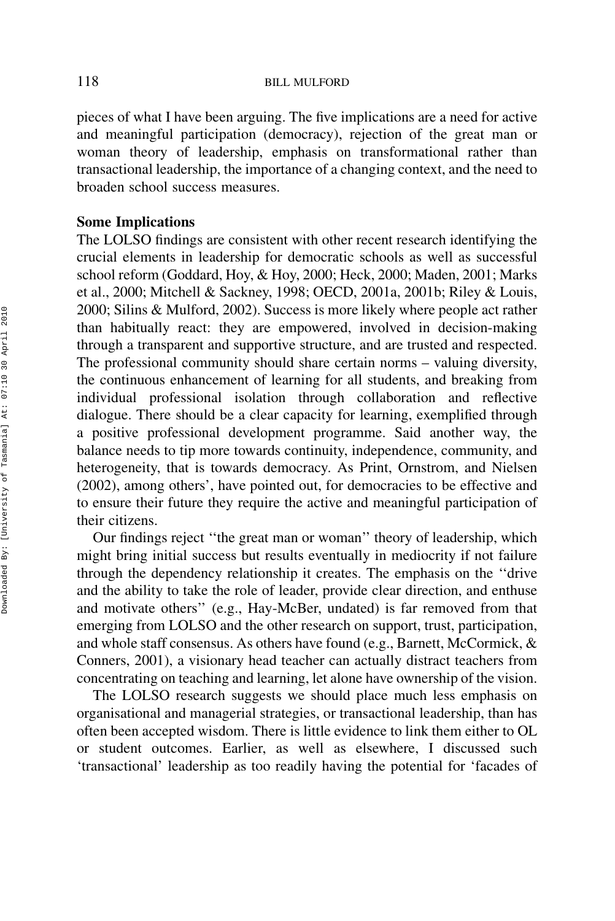pieces of what I have been arguing. The five implications are a need for active and meaningful participation (democracy), rejection of the great man or woman theory of leadership, emphasis on transformational rather than transactional leadership, the importance of a changing context, and the need to broaden school success measures.

**Some Implications**

The LOLSO findings are consistent with other recent research identifying the crucial elements in leadership for democratic schools as well as successful school reform (Goddard, Hoy, & Hoy, 2000; Heck, 2000; Maden, 2001; Marks et al., 2000; Mitchell & Sackney, 1998; OECD, 2001a, 2001b; Riley & Louis, 2000; Silins & Mulford, 2002). Success is more likely where people act rather than habitually react: they are empowered, involved in decision-making through a transparent and supportive structure, and are trusted and respected. The professional community should share certain norms – valuing diversity, the continuous enhancement of learning for all students, and breaking from individual professional isolation through collaboration and reflective dialogue. There should be a clear capacity for learning, exemplified through a positive professional development programme. Said another way, the balance needs to tip more towards continuity, independence, community, and heterogeneity, that is towards democracy. As Print, Ornstrom, and Nielsen (2002), among others', have pointed out, for democracies to be effective and to ensure their future they require the active and meaningful participation of their citizens.

Our findings reject ''the great man or woman'' theory of leadership, which might bring initial success but results eventually in mediocrity if not failure through the dependency relationship it creates. The emphasis on the ''drive and the ability to take the role of leader, provide clear direction, and enthuse and motivate others'' (e.g., Hay-McBer, undated) is far removed from that emerging from LOLSO and the other research on support, trust, participation, and whole staff consensus. As others have found (e.g., Barnett, McCormick, & Conners, 2001), a visionary head teacher can actually distract teachers from concentrating on teaching and learning, let alone have ownership of the vision.

The LOLSO research suggests we should place much less emphasis on organisational and managerial strategies, or transactional leadership, than has often been accepted wisdom. There is little evidence to link them either to OL or student outcomes. Earlier, as well as elsewhere, I discussed such 'transactional' leadership as too readily having the potential for 'facades of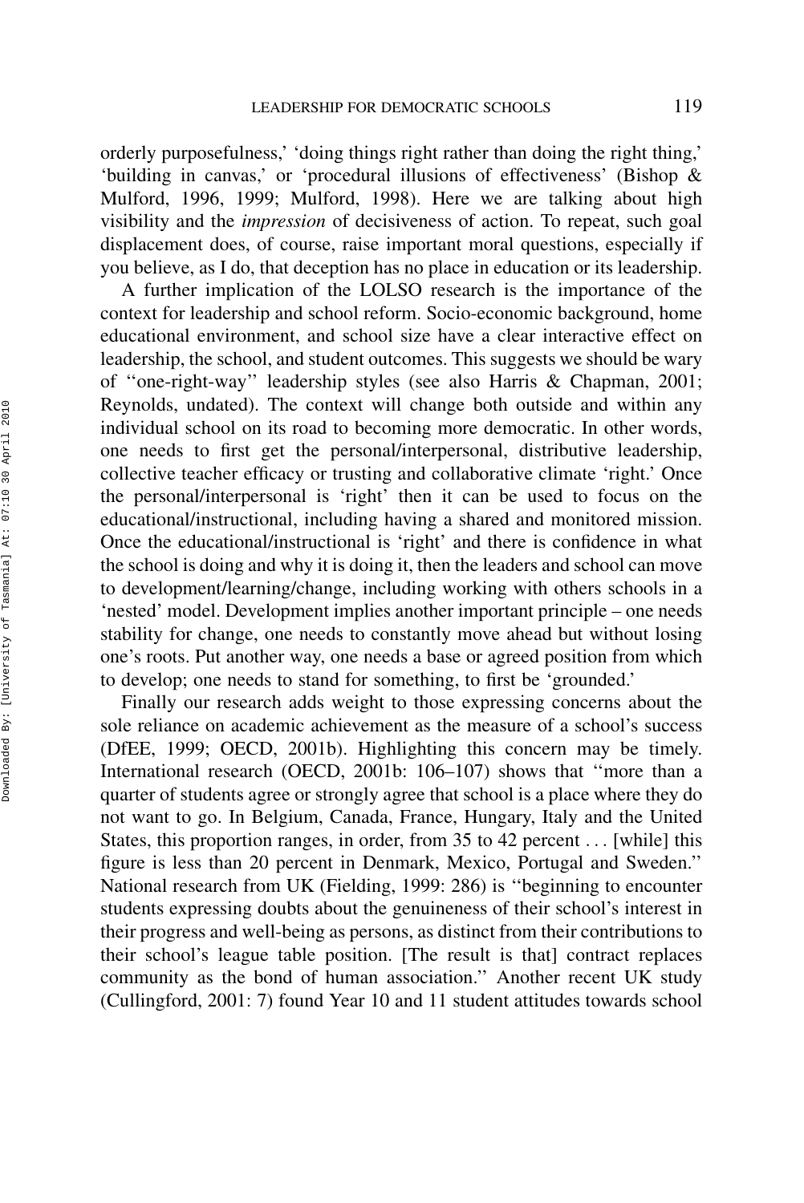orderly purposefulness,' 'doing things right rather than doing the right thing,' 'building in canvas,' or 'procedural illusions of effectiveness' (Bishop & Mulford, 1996, 1999; Mulford, 1998). Here we are talking about high visibility and the *impression* of decisiveness of action. To repeat, such goal displacement does, of course, raise important moral questions, especially if you believe, as I do, that deception has no place in education or its leadership.

A further implication of the LOLSO research is the importance of the context for leadership and school reform. Socio-economic background, home educational environment, and school size have a clear interactive effect on leadership, the school, and student outcomes. This suggests we should be wary of ''one-right-way'' leadership styles (see also Harris & Chapman, 2001; Reynolds, undated). The context will change both outside and within any individual school on its road to becoming more democratic. In other words, one needs to first get the personal/interpersonal, distributive leadership, collective teacher efficacy or trusting and collaborative climate 'right.' Once the personal/interpersonal is 'right' then it can be used to focus on the educational/instructional, including having a shared and monitored mission. Once the educational/instructional is 'right' and there is confidence in what the school is doing and why it is doing it, then the leaders and school can move to development/learning/change, including working with others schools in a 'nested' model. Development implies another important principle – one needs stability for change, one needs to constantly move ahead but without losing one's roots. Put another way, one needs a base or agreed position from which to develop; one needs to stand for something, to first be 'grounded.'

Finally our research adds weight to those expressing concerns about the sole reliance on academic achievement as the measure of a school's success (DfEE, 1999; OECD, 2001b). Highlighting this concern may be timely. International research (OECD, 2001b: 106–107) shows that ''more than a quarter of students agree or strongly agree that school is a place where they do not want to go. In Belgium, Canada, France, Hungary, Italy and the United States, this proportion ranges, in order, from 35 to 42 percent . . . [while] this figure is less than 20 percent in Denmark, Mexico, Portugal and Sweden.'' National research from UK (Fielding, 1999: 286) is ''beginning to encounter students expressing doubts about the genuineness of their school's interest in their progress and well-being as persons, as distinct from their contributions to their school's league table position. [The result is that] contract replaces community as the bond of human association.'' Another recent UK study (Cullingford, 2001: 7) found Year 10 and 11 student attitudes towards school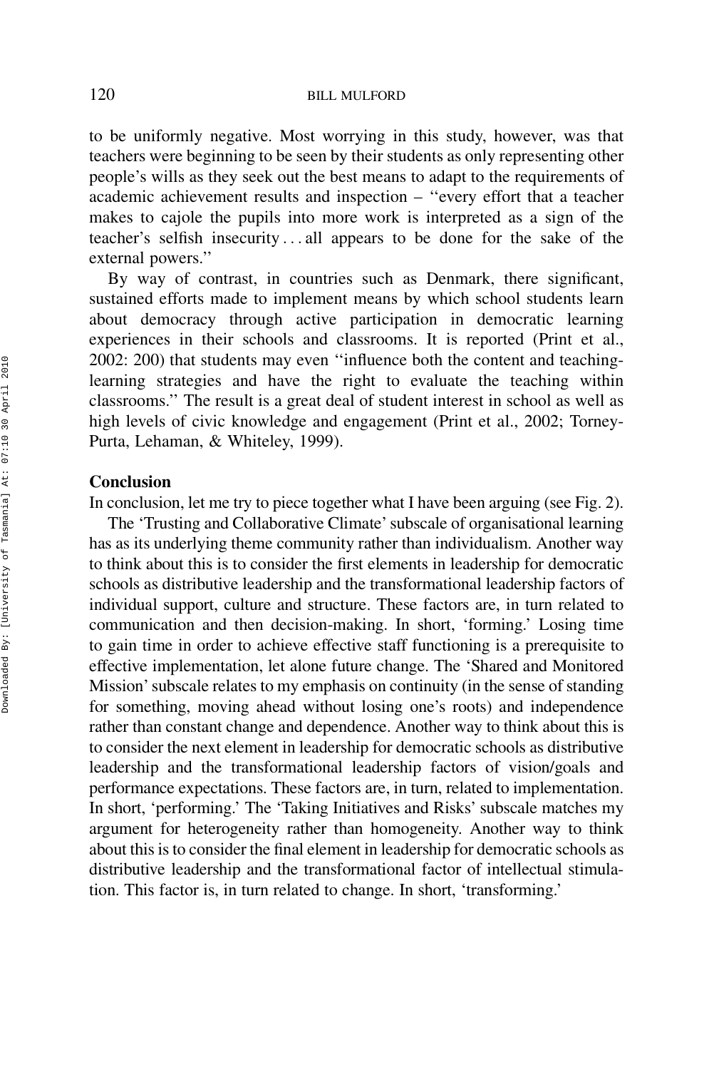to be uniformly negative. Most worrying in this study, however, was that teachers were beginning to be seen by their students as only representing other people's wills as they seek out the best means to adapt to the requirements of academic achievement results and inspection – ''every effort that a teacher makes to cajole the pupils into more work is interpreted as a sign of the teacher's selfish insecurity . . . all appears to be done for the sake of the external powers.''

By way of contrast, in countries such as Denmark, there significant, sustained efforts made to implement means by which school students learn about democracy through active participation in democratic learning experiences in their schools and classrooms. It is reported (Print et al., 2002: 200) that students may even ''influence both the content and teaching-learning strategies and have the right to evaluate the teaching within classrooms.'' The result is a great deal of student interest in school as well as high levels of civic knowledge and engagement (Print et al., 2002; Torney-Purta, Lehaman, & Whiteley, 1999).

## Conclusion

In conclusion, let me try to piece together what I have been arguing (see Fig. 2).

The 'Trusting and Collaborative Climate' subscale of organisational learning has as its underlying theme community rather than individualism. Another way to think about this is to consider the first elements in leadership for democratic schools as distributive leadership and the transformational leadership factors of individual support, culture and structure. These factors are, in turn related to communication and then decision-making. In short, 'forming.' Losing time to gain time in order to achieve effective staff functioning is a prerequisite to effective implementation, let alone future change. The 'Shared and Monitored Mission' subscale relates to my emphasis on continuity (in the sense of standing for something, moving ahead without losing one's roots) and independence rather than constant change and dependence. Another way to think about this is to consider the next element in leadership for democratic schools as distributive leadership and the transformational leadership factors of vision/goals and performance expectations. These factors are, in turn, related to implementation. In short, 'performing.' The 'Taking Initiatives and Risks' subscale matches my argument for heterogeneity rather than homogeneity. Another way to think about this is to consider the final element in leadership for democratic schools as distributive leadership and the transformational factor of intellectual stimulation. This factor is, in turn related to change. In short, 'transforming.'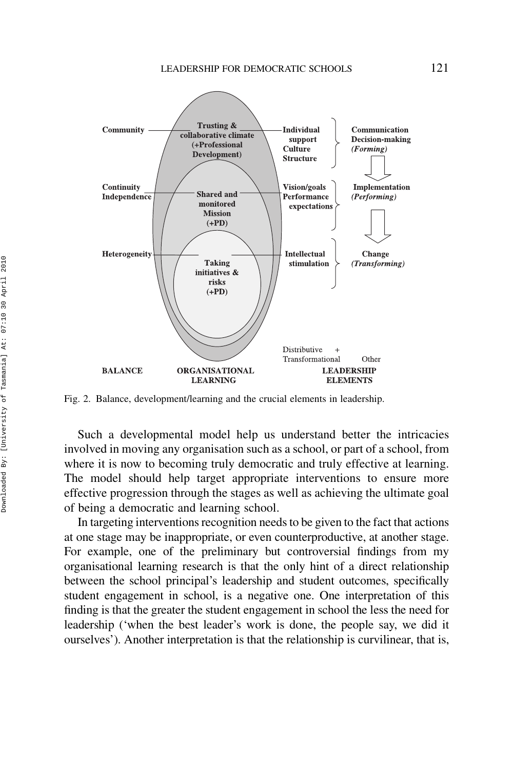Fig. 2. Balance, development/learning and the crucial elements in leadership.

Such a developmental model help us understand better the intricacies involved in moving any organisation such as a school, or part of a school, from where it is now to becoming truly democratic and truly effective at learning. The model should help target appropriate interventions to ensure more effective progression through the stages as well as achieving the ultimate goal of being a democratic and learning school.

In targeting interventions recognition needs to be given to the fact that actions at one stage may be inappropriate, or even counterproductive, at another stage. For example, one of the preliminary but controversial findings from my organisational learning research is that the only hint of a direct relationship between the school principal's leadership and student outcomes, specifically student engagement in school, is a negative one. One interpretation of this finding is that the greater the student engagement in school the less the need for leadership ('when the best leader's work is done, the people say, we did it ourselves'). Another interpretation is that the relationship is curvilinear, that is,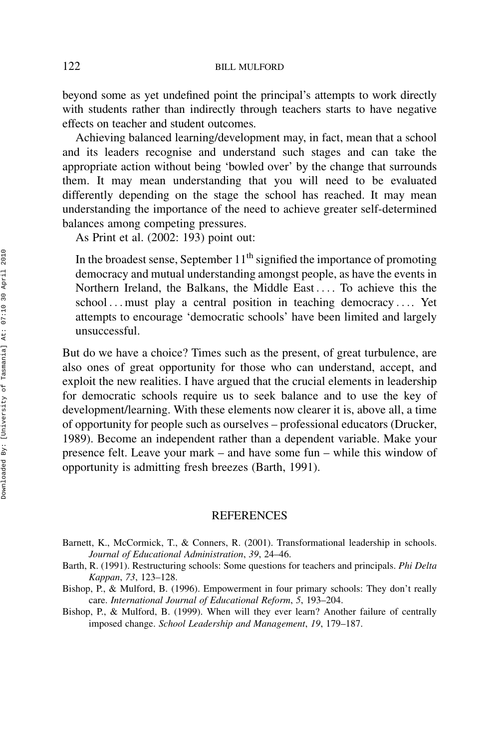beyond some as yet undefined point the principal's attempts to work directly with students rather than indirectly through teachers starts to have negative effects on teacher and student outcomes.

Achieving balanced learning/development may, in fact, mean that a school and its leaders recognise and understand such stages and can take the appropriate action without being 'bowled over' by the change that surrounds them. It may mean understanding that you will need to be evaluated differently depending on the stage the school has reached. It may mean understanding the importance of the need to achieve greater self-determined balances among competing pressures.

As Print et al. (2002: 193) point out:

> In the broadest sense, September 11th signified the importance of promoting democracy and mutual understanding amongst people, as have the events in Northern Ireland, the Balkans, the Middle East .... To achieve this the school ... must play a central position in teaching democracy .... Yet attempts to encourage 'democratic schools' have been limited and largely unsuccessful.

But do we have a choice? Times such as the present, of great turbulence, are also ones of great opportunity for those who can understand, accept, and exploit the new realities. I have argued that the crucial elements in leadership for democratic schools require us to seek balance and to use the key of development/learning. With these elements now clearer it is, above all, a time of opportunity for people such as ourselves – professional educators (Drucker, 1989). Become an independent rather than a dependent variable. Make your presence felt. Leave your mark – and have some fun – while this window of opportunity is admitting fresh breezes (Barth, 1991).

## REFERENCES

Barnett, K., McCormick, T., & Conners, R. (2001). Transformational leadership in schools. *Journal of Educational Administration*, *39*, 24–46.

Barth, R. (1991). Restructuring schools: Some questions for teachers and principals. *Phi Delta Kappan*, *73*, 123–128.

Bishop, P., & Mulford, B. (1996). Empowerment in four primary schools: They don't really care. *International Journal of Educational Reform*, *5*, 193–204.

Bishop, P., & Mulford, B. (1999). When will they ever learn? Another failure of centrally imposed change. *School Leadership and Management*, *19*, 179–187.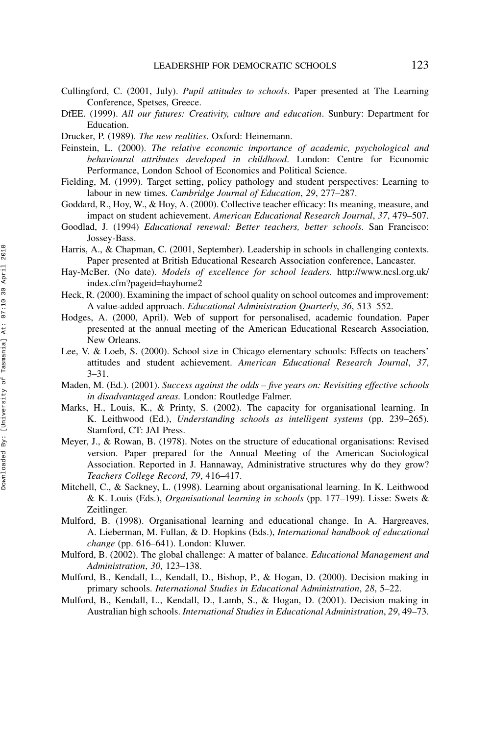Cullingford, C. (2001, July). *Pupil attitudes to schools*. Paper presented at The Learning Conference, Spetses, Greece.

DfEE. (1999). *All our futures: Creativity, culture and education*. Sunbury: Department for Education.

Drucker, P. (1989). *The new realities*. Oxford: Heinemann.

Feinstein, L. (2000). *The relative economic importance of academic, psychological and behavioural attributes developed in childhood*. London: Centre for Economic Performance, London School of Economics and Political Science.

Fielding, M. (1999). Target setting, policy pathology and student perspectives: Learning to labour in new times. *Cambridge Journal of Education*, *29*, 277–287.

Goddard, R., Hoy, W., & Hoy, A. (2000). Collective teacher efficacy: Its meaning, measure, and impact on student achievement. *American Educational Research Journal*, *37*, 479–507.

Goodlad, J. (1994) *Educational renewal: Better teachers, better schools*. San Francisco: Jossey-Bass.

Harris, A., & Chapman, C. (2001, September). Leadership in schools in challenging contexts. Paper presented at British Educational Research Association conference, Lancaster.

Hay-McBer. (No date). *Models of excellence for school leaders*. http://www.ncsl.org.uk/index.cfm?pageid=hayhome2

Heck, R. (2000). Examining the impact of school quality on school outcomes and improvement: A value-added approach. *Educational Administration Quarterly*, *36*, 513–552.

Hodges, A. (2000, April). Web of support for personalised, academic foundation. Paper presented at the annual meeting of the American Educational Research Association, New Orleans.

Lee, V. & Loeb, S. (2000). School size in Chicago elementary schools: Effects on teachers' attitudes and student achievement. *American Educational Research Journal*, *37*, 3–31.

Maden, M. (Ed.). (2001). *Success against the odds – five years on: Revisiting effective schools in disadvantaged areas.* London: Routledge Falmer.

Marks, H., Louis, K., & Printy, S. (2002). The capacity for organisational learning. In K. Leithwood (Ed.), *Understanding schools as intelligent systems* (pp. 239–265). Stamford, CT: JAI Press.

Meyer, J., & Rowan, B. (1978). Notes on the structure of educational organisations: Revised version. Paper prepared for the Annual Meeting of the American Sociological Association. Reported in J. Hannaway, Administrative structures why do they grow? *Teachers College Record*, *79*, 416–417.

Mitchell, C., & Sackney, L. (1998). Learning about organisational learning. In K. Leithwood & K. Louis (Eds.), *Organisational learning in schools* (pp. 177–199). Lisse: Swets & Zeitlinger.

Mulford, B. (1998). Organisational learning and educational change. In A. Hargreaves, A. Lieberman, M. Fullan, & D. Hopkins (Eds.), *International handbook of educational change* (pp. 616–641). London: Kluwer.

Mulford, B. (2002). The global challenge: A matter of balance. *Educational Management and Administration*, *30*, 123–138.

Mulford, B., Kendall, L., Kendall, D., Bishop, P., & Hogan, D. (2000). Decision making in primary schools. *International Studies in Educational Administration*, *28*, 5–22.

Mulford, B., Kendall, L., Kendall, D., Lamb, S., & Hogan, D. (2001). Decision making in Australian high schools. *International Studies in Educational Administration*, *29*, 49–73.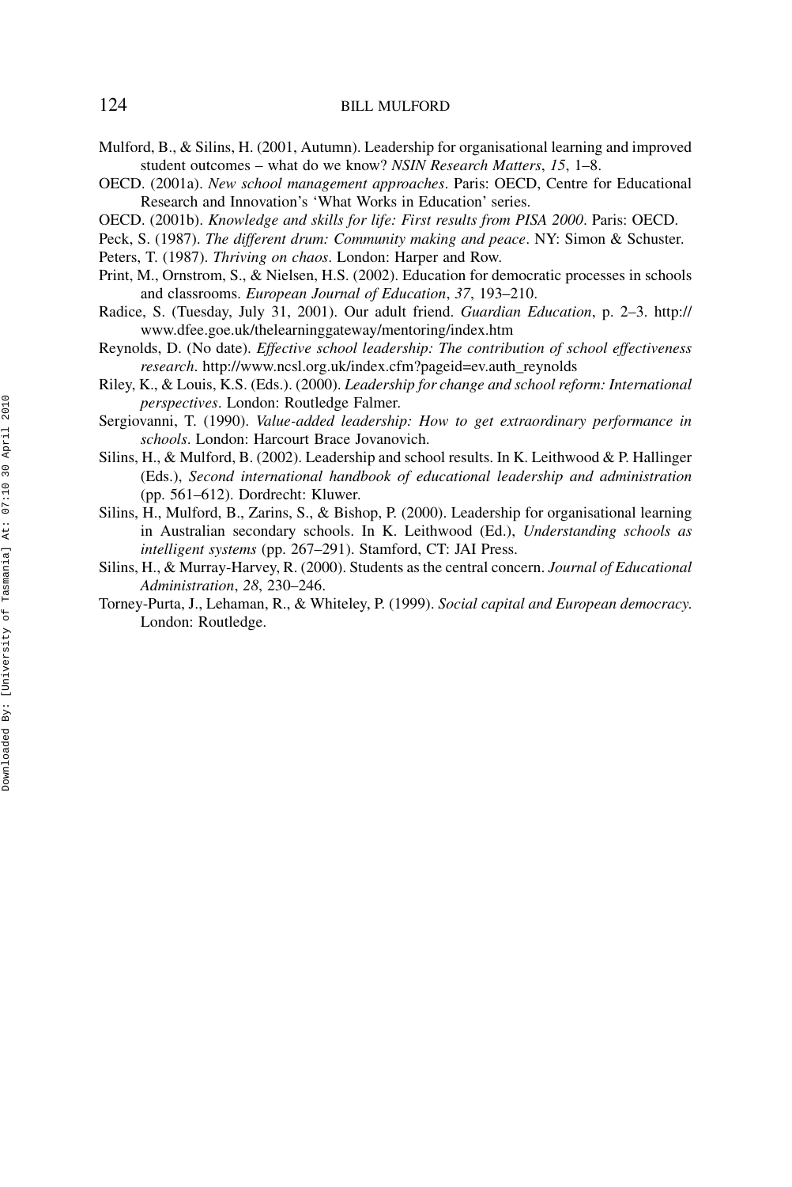Mulford, B., & Silins, H. (2001, Autumn). Leadership for organisational learning and improved student outcomes – what do we know? *NSIN Research Matters*, *15*, 1–8.

OECD. (2001a). *New school management approaches*. Paris: OECD, Centre for Educational Research and Innovation's 'What Works in Education' series.

OECD. (2001b). *Knowledge and skills for life: First results from PISA 2000*. Paris: OECD.

Peck, S. (1987). *The different drum: Community making and peace*. NY: Simon & Schuster.

Peters, T. (1987). *Thriving on chaos*. London: Harper and Row.

Print, M., Ornstrom, S., & Nielsen, H.S. (2002). Education for democratic processes in schools and classrooms. *European Journal of Education*, *37*, 193–210.

Radice, S. (Tuesday, July 31, 2001). Our adult friend. *Guardian Education*, p. 2–3. http://www.dfee.goe.uk/thelearninggateway/mentoring/index.htm

Reynolds, D. (No date). *Effective school leadership: The contribution of school effectiveness research*. http://www.ncsl.org.uk/index.cfm?pageid=ev.auth_reynolds

Riley, K., & Louis, K.S. (Eds.). (2000). *Leadership for change and school reform: International perspectives*. London: Routledge Falmer.

Sergiovanni, T. (1990). *Value-added leadership: How to get extraordinary performance in schools*. London: Harcourt Brace Jovanovich.

Silins, H., & Mulford, B. (2002). Leadership and school results. In K. Leithwood & P. Hallinger (Eds.), *Second international handbook of educational leadership and administration* (pp. 561–612). Dordrecht: Kluwer.

Silins, H., Mulford, B., Zarins, S., & Bishop, P. (2000). Leadership for organisational learning in Australian secondary schools. In K. Leithwood (Ed.), *Understanding schools as intelligent systems* (pp. 267–291). Stamford, CT: JAI Press.

Silins, H., & Murray-Harvey, R. (2000). Students as the central concern. *Journal of Educational Administration*, *28*, 230–246.

Torney-Purta, J., Lehaman, R., & Whiteley, P. (1999). *Social capital and European democracy.* London: Routledge.